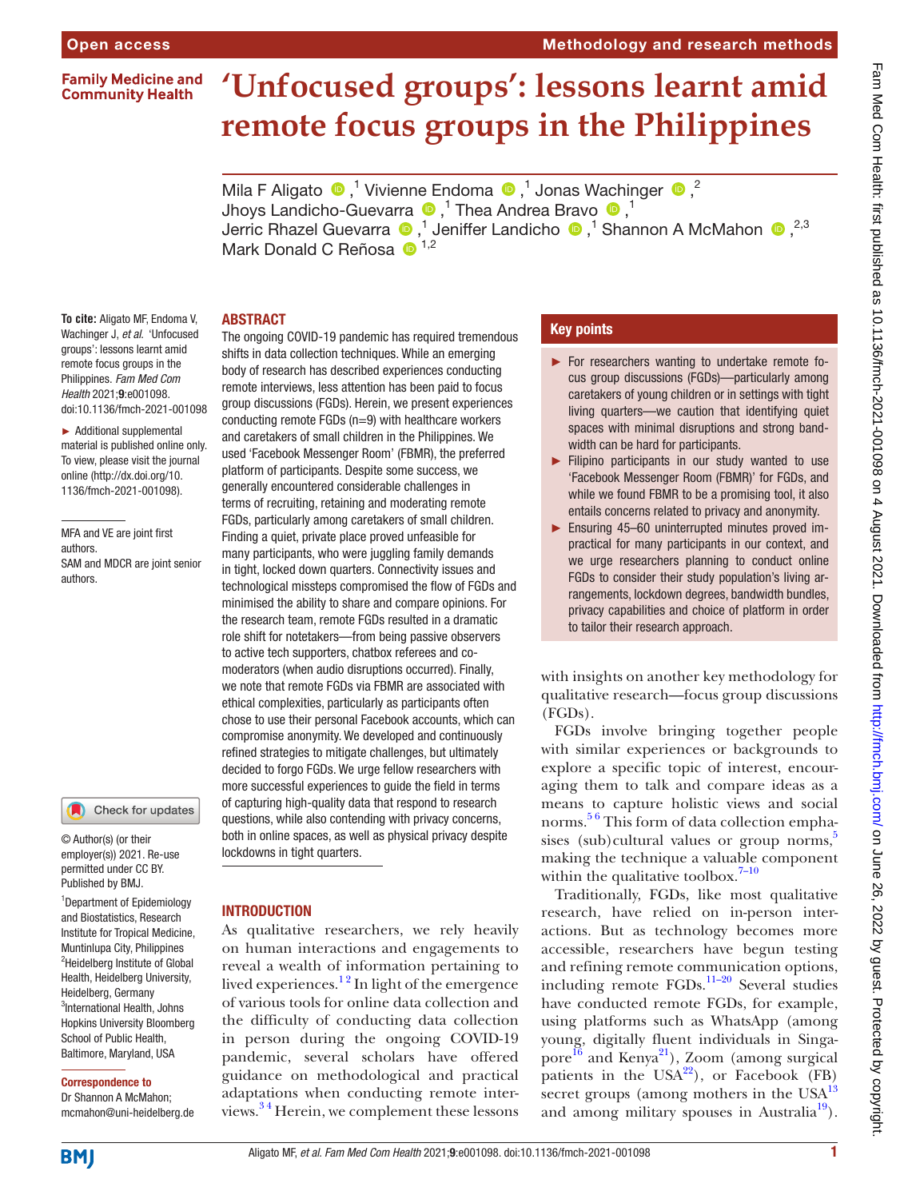# 'Unfocused groups': lessons learnt amid remote focus groups in the Philippines

Mila F Aligato [1], Vivienne Endoma [1], Jonas Wachinger [2], Jhoys Landicho-Guevarra [1], Thea Andrea Bravo [1], Jerric Rhazel Guevarra [1], Jeniffer Landicho [1], Shannon A McMahon [2,3], Mark Donald C Reñosa [1,2]

**To cite:** Aligato MF, Endoma V, Wachinger J, *et al*. 'Unfocused groups': lessons learnt amid remote focus groups in the Philippines. *Fam Med Com Health* 2021;**9**:e001098. doi:10.1136/fmch-2021-001098

► Additional supplemental material is published online only. To view, please visit the journal online (http://dx.doi.org/10.1136/fmch-2021-001098).

MFA and VE are joint first authors.
SAM and MDCR are joint senior authors.

© Author(s) (or their employer(s)) 2021. Re-use permitted under CC BY. Published by BMJ.

[1]Department of Epidemiology and Biostatistics, Research Institute for Tropical Medicine, Muntinlupa City, Philippines
[2]Heidelberg Institute of Global Health, Heidelberg University, Heidelberg, Germany
[3]International Health, Johns Hopkins University Bloomberg School of Public Health, Baltimore, Maryland, USA

**Correspondence to**
Dr Shannon A McMahon; mcmahon@uni-heidelberg.de

## ABSTRACT

The ongoing COVID-19 pandemic has required tremendous shifts in data collection techniques. While an emerging body of research has described experiences conducting remote interviews, less attention has been paid to focus group discussions (FGDs). Herein, we present experiences conducting remote FGDs (n=9) with healthcare workers and caretakers of small children in the Philippines. We used 'Facebook Messenger Room' (FBMR), the preferred platform of participants. Despite some success, we generally encountered considerable challenges in terms of recruiting, retaining and moderating remote FGDs, particularly among caretakers of small children. Finding a quiet, private place proved unfeasible for many participants, who were juggling family demands in tight, locked down quarters. Connectivity issues and technological missteps compromised the flow of FGDs and minimised the ability to share and compare opinions. For the research team, remote FGDs resulted in a dramatic role shift for notetakers—from being passive observers to active tech supporters, chatbox referees and co-moderators (when audio disruptions occurred). Finally, we note that remote FGDs via FBMR are associated with ethical complexities, particularly as participants often chose to use their personal Facebook accounts, which can compromise anonymity. We developed and continuously refined strategies to mitigate challenges, but ultimately decided to forgo FGDs. We urge fellow researchers with more successful experiences to guide the field in terms of capturing high-quality data that respond to research questions, while also contending with privacy concerns, both in online spaces, as well as physical privacy despite lockdowns in tight quarters.

## Key points

- For researchers wanting to undertake remote focus group discussions (FGDs)—particularly among caretakers of young children or in settings with tight living quarters—we caution that identifying quiet spaces with minimal disruptions and strong bandwidth can be hard for participants.
- Filipino participants in our study wanted to use 'Facebook Messenger Room (FBMR)' for FGDs, and while we found FBMR to be a promising tool, it also entails concerns related to privacy and anonymity.
- Ensuring 45–60 uninterrupted minutes proved impractical for many participants in our context, and we urge researchers planning to conduct online FGDs to consider their study population's living arrangements, lockdown degrees, bandwidth bundles, privacy capabilities and choice of platform in order to tailor their research approach.

## INTRODUCTION

As qualitative researchers, we rely heavily on human interactions and engagements to reveal a wealth of information pertaining to lived experiences.[1,2] In light of the emergence of various tools for online data collection and the difficulty of conducting data collection in person during the ongoing COVID-19 pandemic, several scholars have offered guidance on methodological and practical adaptations when conducting remote interviews.[3,4] Herein, we complement these lessons with insights on another key methodology for qualitative research—focus group discussions (FGDs).

FGDs involve bringing together people with similar experiences or backgrounds to explore a specific topic of interest, encouraging them to talk and compare ideas as a means to capture holistic views and social norms.[5,6] This form of data collection emphasises (sub)cultural values or group norms,[5] making the technique a valuable component within the qualitative toolbox.[7–10]

Traditionally, FGDs, like most qualitative research, have relied on in-person interactions. But as technology becomes more accessible, researchers have begun testing and refining remote communication options, including remote FGDs.[11–20] Several studies have conducted remote FGDs, for example, using platforms such as WhatsApp (among young, digitally fluent individuals in Singapore[16] and Kenya[21]), Zoom (among surgical patients in the USA[22]), or Facebook (FB) secret groups (among mothers in the USA[13] and among military spouses in Australia[19]).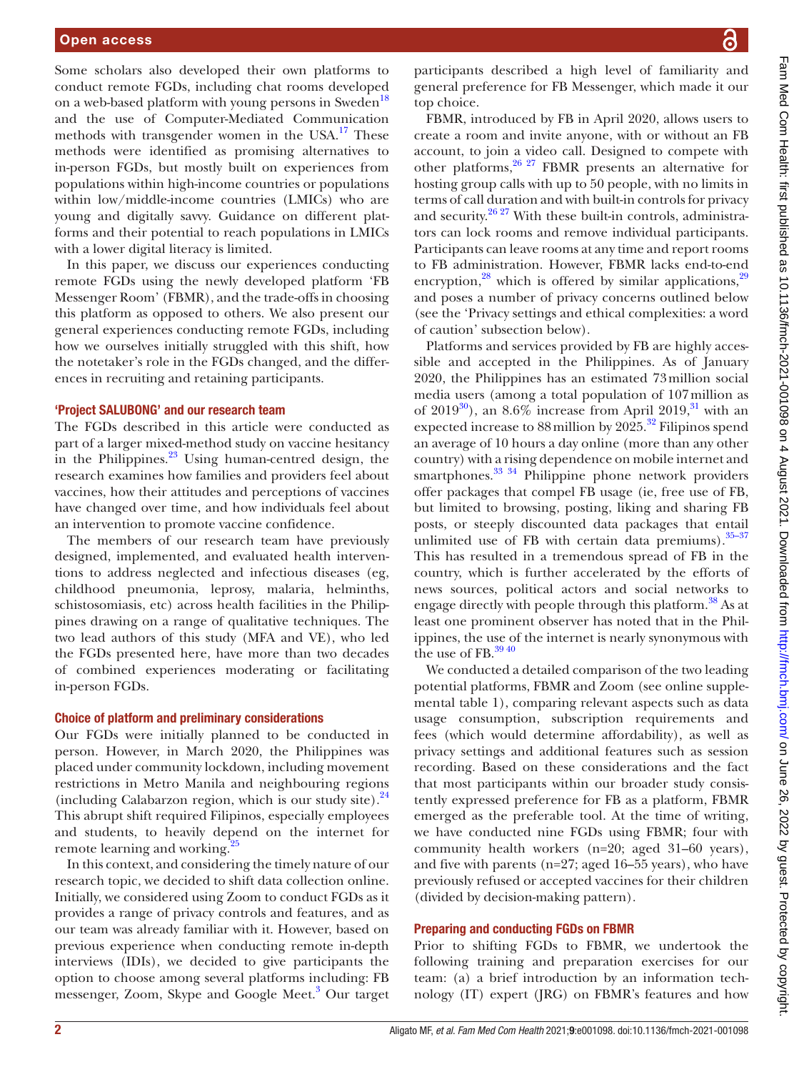Some scholars also developed their own platforms to conduct remote FGDs, including chat rooms developed on a web-based platform with young persons in Sweden[18] and the use of Computer-Mediated Communication methods with transgender women in the USA.[17] These methods were identified as promising alternatives to in-person FGDs, but mostly built on experiences from populations within high-income countries or populations within low/middle-income countries (LMICs) who are young and digitally savvy. Guidance on different platforms and their potential to reach populations in LMICs with a lower digital literacy is limited.

In this paper, we discuss our experiences conducting remote FGDs using the newly developed platform 'FB Messenger Room' (FBMR), and the trade-offs in choosing this platform as opposed to others. We also present our general experiences conducting remote FGDs, including how we ourselves initially struggled with this shift, how the notetaker's role in the FGDs changed, and the differences in recruiting and retaining participants.

### 'Project SALUBONG' and our research team

The FGDs described in this article were conducted as part of a larger mixed-method study on vaccine hesitancy in the Philippines.[23] Using human-centred design, the research examines how families and providers feel about vaccines, how their attitudes and perceptions of vaccines have changed over time, and how individuals feel about an intervention to promote vaccine confidence.

The members of our research team have previously designed, implemented, and evaluated health interventions to address neglected and infectious diseases (eg, childhood pneumonia, leprosy, malaria, helminths, schistosomiasis, etc) across health facilities in the Philippines drawing on a range of qualitative techniques. The two lead authors of this study (MFA and VE), who led the FGDs presented here, have more than two decades of combined experiences moderating or facilitating in-person FGDs.

### Choice of platform and preliminary considerations

Our FGDs were initially planned to be conducted in person. However, in March 2020, the Philippines was placed under community lockdown, including movement restrictions in Metro Manila and neighbouring regions (including Calabarzon region, which is our study site).[24] This abrupt shift required Filipinos, especially employees and students, to heavily depend on the internet for remote learning and working.[25]

In this context, and considering the timely nature of our research topic, we decided to shift data collection online. Initially, we considered using Zoom to conduct FGDs as it provides a range of privacy controls and features, and as our team was already familiar with it. However, based on previous experience when conducting remote in-depth interviews (IDIs), we decided to give participants the option to choose among several platforms including: FB messenger, Zoom, Skype and Google Meet.[3] Our target participants described a high level of familiarity and general preference for FB Messenger, which made it our top choice.

FBMR, introduced by FB in April 2020, allows users to create a room and invite anyone, with or without an FB account, to join a video call. Designed to compete with other platforms,[26 27] FBMR presents an alternative for hosting group calls with up to 50 people, with no limits in terms of call duration and with built-in controls for privacy and security.[26 27] With these built-in controls, administrators can lock rooms and remove individual participants. Participants can leave rooms at any time and report rooms to FB administration. However, FBMR lacks end-to-end encryption,[28] which is offered by similar applications,[29] and poses a number of privacy concerns outlined below (see the 'Privacy settings and ethical complexities: a word of caution' subsection below).

Platforms and services provided by FB are highly accessible and accepted in the Philippines. As of January 2020, the Philippines has an estimated 73 million social media users (among a total population of 107 million as of 2019[30]), an 8.6% increase from April 2019,[31] with an expected increase to 88 million by 2025.[32] Filipinos spend an average of 10 hours a day online (more than any other country) with a rising dependence on mobile internet and smartphones.[33 34] Philippine phone network providers offer packages that compel FB usage (ie, free use of FB, but limited to browsing, posting, liking and sharing FB posts, or steeply discounted data packages that entail unlimited use of FB with certain data premiums).[35–37] This has resulted in a tremendous spread of FB in the country, which is further accelerated by the efforts of news sources, political actors and social networks to engage directly with people through this platform.[38] As at least one prominent observer has noted that in the Philippines, the use of the internet is nearly synonymous with the use of FB.[39 40]

We conducted a detailed comparison of the two leading potential platforms, FBMR and Zoom (see online supplemental table 1), comparing relevant aspects such as data usage consumption, subscription requirements and fees (which would determine affordability), as well as privacy settings and additional features such as session recording. Based on these considerations and the fact that most participants within our broader study consistently expressed preference for FB as a platform, FBMR emerged as the preferable tool. At the time of writing, we have conducted nine FGDs using FBMR; four with community health workers (n=20; aged 31–60 years), and five with parents (n=27; aged 16–55 years), who have previously refused or accepted vaccines for their children (divided by decision-making pattern).

### Preparing and conducting FGDs on FBMR

Prior to shifting FGDs to FBMR, we undertook the following training and preparation exercises for our team: (a) a brief introduction by an information technology (IT) expert (JRG) on FBMR's features and how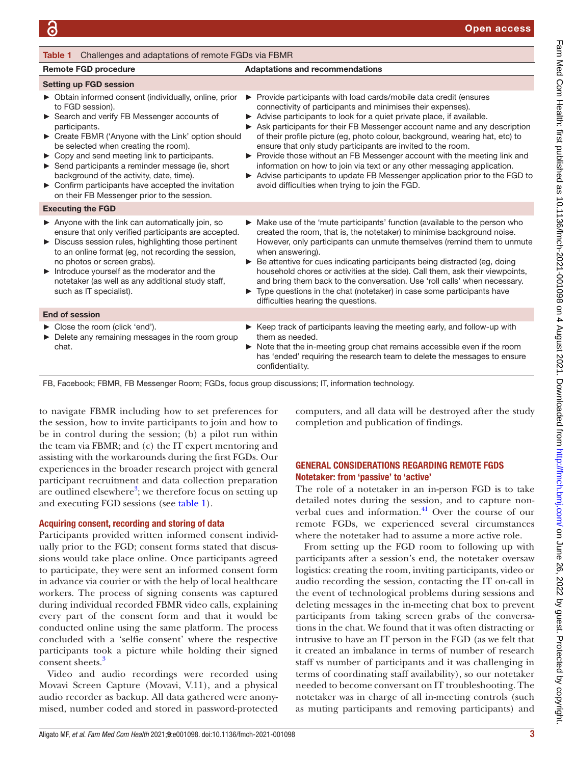**Table 1** Challenges and adaptations of remote FGDs via FBMR

| Remote FGD procedure | Adaptations and recommendations |
|---|---|
| **Setting up FGD session** | |
| ► Obtain informed consent (individually, online, prior to FGD session).<br>► Search and verify FB Messenger accounts of participants.<br>► Create FBMR ('Anyone with the Link' option should be selected when creating the room).<br>► Copy and send meeting link to participants.<br>► Send participants a reminder message (ie, short background of the activity, date, time).<br>► Confirm participants have accepted the invitation on their FB Messenger prior to the session. | ► Provide participants with load cards/mobile data credit (ensures connectivity of participants and minimises their expenses).<br>► Advise participants to look for a quiet private place, if available.<br>► Ask participants for their FB Messenger account name and any description of their profile picture (eg, photo colour, background, wearing hat, etc) to ensure that only study participants are invited to the room.<br>► Provide those without an FB Messenger account with the meeting link and information on how to join via text or any other messaging application.<br>► Advise participants to update FB Messenger application prior to the FGD to avoid difficulties when trying to join the FGD. |
| **Executing the FGD** | |
| ► Anyone with the link can automatically join, so ensure that only verified participants are accepted.<br>► Discuss session rules, highlighting those pertinent to an online format (eg, not recording the session, no photos or screen grabs).<br>► Introduce yourself as the moderator and the notetaker (as well as any additional study staff, such as IT specialist). | ► Make use of the 'mute participants' function (available to the person who created the room, that is, the notetaker) to minimise background noise. However, only participants can unmute themselves (remind them to unmute when answering).<br>► Be attentive for cues indicating participants being distracted (eg, doing household chores or activities at the side). Call them, ask their viewpoints, and bring them back to the conversation. Use 'roll calls' when necessary.<br>► Type questions in the chat (notetaker) in case some participants have difficulties hearing the questions. |
| **End of session** | |
| ► Close the room (click 'end').<br>► Delete any remaining messages in the room group chat. | ► Keep track of participants leaving the meeting early, and follow-up with them as needed.<br>► Note that the in-meeting group chat remains accessible even if the room has 'ended' requiring the research team to delete the messages to ensure confidentiality. |

FB, Facebook; FBMR, FB Messenger Room; FGDs, focus group discussions; IT, information technology.

to navigate FBMR including how to set preferences for the session, how to invite participants to join and how to be in control during the session; (b) a pilot run within the team via FBMR; and (c) the IT expert mentoring and assisting with the workarounds during the first FGDs. Our experiences in the broader research project with general participant recruitment and data collection preparation are outlined elsewhere[3]; we therefore focus on setting up and executing FGD sessions (see table 1).

### Acquiring consent, recording and storing of data

Participants provided written informed consent individually prior to the FGD; consent forms stated that discussions would take place online. Once participants agreed to participate, they were sent an informed consent form in advance via courier or with the help of local healthcare workers. The process of signing consents was captured during individual recorded FBMR video calls, explaining every part of the consent form and that it would be conducted online using the same platform. The process concluded with a 'selfie consent' where the respective participants took a picture while holding their signed consent sheets.[3]

Video and audio recordings were recorded using Movavi Screen Capture (Movavi, V.11), and a physical audio recorder as backup. All data gathered were anonymised, number coded and stored in password-protected computers, and all data will be destroyed after the study completion and publication of findings.

## GENERAL CONSIDERATIONS REGARDING REMOTE FGDS

### Notetaker: from 'passive' to 'active'

The role of a notetaker in an in-person FGD is to take detailed notes during the session, and to capture non-verbal cues and information.[41] Over the course of our remote FGDs, we experienced several circumstances where the notetaker had to assume a more active role.

From setting up the FGD room to following up with participants after a session's end, the notetaker oversaw logistics: creating the room, inviting participants, video or audio recording the session, contacting the IT on-call in the event of technological problems during sessions and deleting messages in the in-meeting chat box to prevent participants from taking screen grabs of the conversations in the chat. We found that it was often distracting or intrusive to have an IT person in the FGD (as we felt that it created an imbalance in terms of number of research staff vs number of participants and it was challenging in terms of coordinating staff availability), so our notetaker needed to become conversant on IT troubleshooting. The notetaker was in charge of all in-meeting controls (such as muting participants and removing participants) and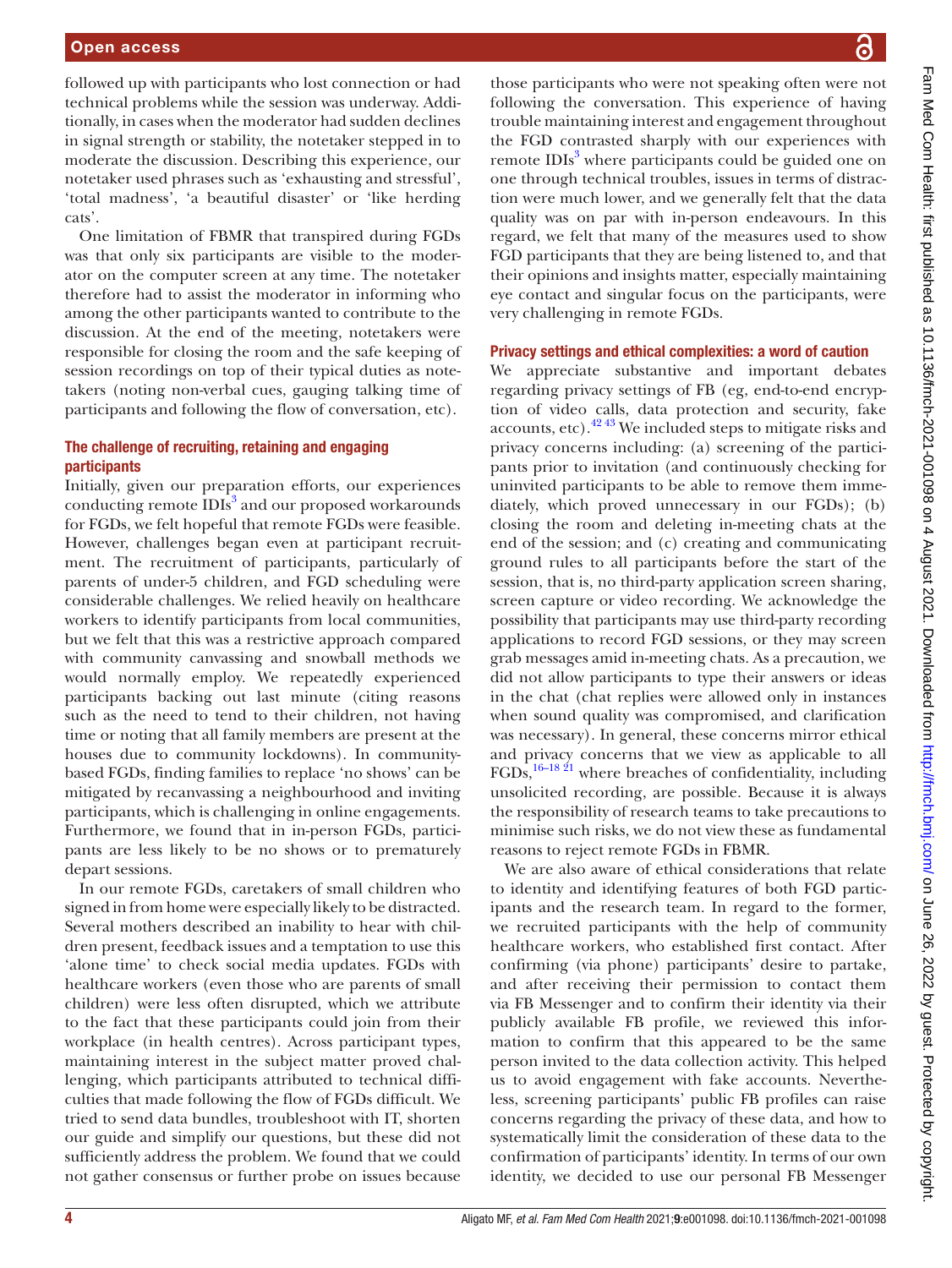followed up with participants who lost connection or had technical problems while the session was underway. Additionally, in cases when the moderator had sudden declines in signal strength or stability, the notetaker stepped in to moderate the discussion. Describing this experience, our notetaker used phrases such as 'exhausting and stressful', 'total madness', 'a beautiful disaster' or 'like herding cats'.

One limitation of FBMR that transpired during FGDs was that only six participants are visible to the moderator on the computer screen at any time. The notetaker therefore had to assist the moderator in informing who among the other participants wanted to contribute to the discussion. At the end of the meeting, notetakers were responsible for closing the room and the safe keeping of session recordings on top of their typical duties as notetakers (noting non-verbal cues, gauging talking time of participants and following the flow of conversation, etc).

### The challenge of recruiting, retaining and engaging participants

Initially, given our preparation efforts, our experiences conducting remote IDIs[3] and our proposed workarounds for FGDs, we felt hopeful that remote FGDs were feasible. However, challenges began even at participant recruitment. The recruitment of participants, particularly of parents of under-5 children, and FGD scheduling were considerable challenges. We relied heavily on healthcare workers to identify participants from local communities, but we felt that this was a restrictive approach compared with community canvassing and snowball methods we would normally employ. We repeatedly experienced participants backing out last minute (citing reasons such as the need to tend to their children, not having time or noting that all family members are present at the houses due to community lockdowns). In community-based FGDs, finding families to replace 'no shows' can be mitigated by recanvassing a neighbourhood and inviting participants, which is challenging in online engagements. Furthermore, we found that in in-person FGDs, participants are less likely to be no shows or to prematurely depart sessions.

In our remote FGDs, caretakers of small children who signed in from home were especially likely to be distracted. Several mothers described an inability to hear with children present, feedback issues and a temptation to use this 'alone time' to check social media updates. FGDs with healthcare workers (even those who are parents of small children) were less often disrupted, which we attribute to the fact that these participants could join from their workplace (in health centres). Across participant types, maintaining interest in the subject matter proved challenging, which participants attributed to technical difficulties that made following the flow of FGDs difficult. We tried to send data bundles, troubleshoot with IT, shorten our guide and simplify our questions, but these did not sufficiently address the problem. We found that we could not gather consensus or further probe on issues because those participants who were not speaking often were not following the conversation. This experience of having trouble maintaining interest and engagement throughout the FGD contrasted sharply with our experiences with remote IDIs[3] where participants could be guided one on one through technical troubles, issues in terms of distraction were much lower, and we generally felt that the data quality was on par with in-person endeavours. In this regard, we felt that many of the measures used to show FGD participants that they are being listened to, and that their opinions and insights matter, especially maintaining eye contact and singular focus on the participants, were very challenging in remote FGDs.

### Privacy settings and ethical complexities: a word of caution

We appreciate substantive and important debates regarding privacy settings of FB (eg, end-to-end encryption of video calls, data protection and security, fake accounts, etc).[42 43] We included steps to mitigate risks and privacy concerns including: (a) screening of the participants prior to invitation (and continuously checking for uninvited participants to be able to remove them immediately, which proved unnecessary in our FGDs); (b) closing the room and deleting in-meeting chats at the end of the session; and (c) creating and communicating ground rules to all participants before the start of the session, that is, no third-party application screen sharing, screen capture or video recording. We acknowledge the possibility that participants may use third-party recording applications to record FGD sessions, or they may screen grab messages amid in-meeting chats. As a precaution, we did not allow participants to type their answers or ideas in the chat (chat replies were allowed only in instances when sound quality was compromised, and clarification was necessary). In general, these concerns mirror ethical and privacy concerns that we view as applicable to all FGDs,[16–18 21] where breaches of confidentiality, including unsolicited recording, are possible. Because it is always the responsibility of research teams to take precautions to minimise such risks, we do not view these as fundamental reasons to reject remote FGDs in FBMR.

We are also aware of ethical considerations that relate to identity and identifying features of both FGD participants and the research team. In regard to the former, we recruited participants with the help of community healthcare workers, who established first contact. After confirming (via phone) participants' desire to partake, and after receiving their permission to contact them via FB Messenger and to confirm their identity via their publicly available FB profile, we reviewed this information to confirm that this appeared to be the same person invited to the data collection activity. This helped us to avoid engagement with fake accounts. Nevertheless, screening participants' public FB profiles can raise concerns regarding the privacy of these data, and how to systematically limit the consideration of these data to the confirmation of participants' identity. In terms of our own identity, we decided to use our personal FB Messenger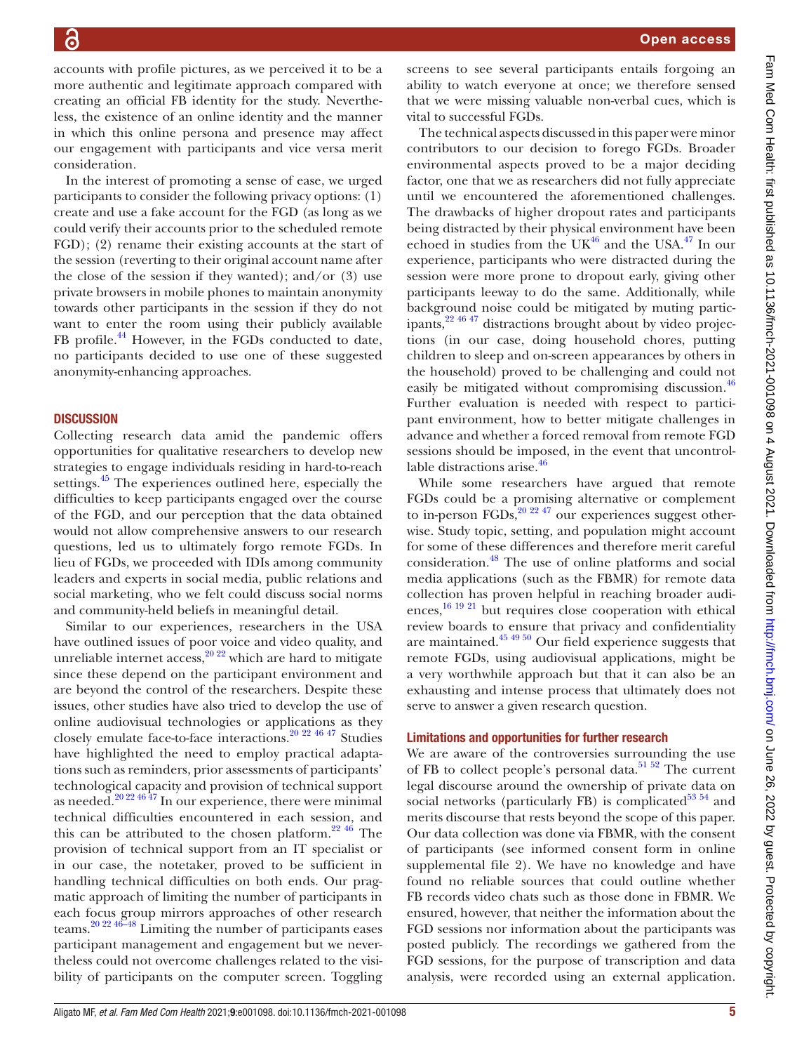accounts with profile pictures, as we perceived it to be a more authentic and legitimate approach compared with creating an official FB identity for the study. Nevertheless, the existence of an online identity and the manner in which this online persona and presence may affect our engagement with participants and vice versa merit consideration.

In the interest of promoting a sense of ease, we urged participants to consider the following privacy options: (1) create and use a fake account for the FGD (as long as we could verify their accounts prior to the scheduled remote FGD); (2) rename their existing accounts at the start of the session (reverting to their original account name after the close of the session if they wanted); and/or (3) use private browsers in mobile phones to maintain anonymity towards other participants in the session if they do not want to enter the room using their publicly available FB profile.[44] However, in the FGDs conducted to date, no participants decided to use one of these suggested anonymity-enhancing approaches.

## DISCUSSION

Collecting research data amid the pandemic offers opportunities for qualitative researchers to develop new strategies to engage individuals residing in hard-to-reach settings.[45] The experiences outlined here, especially the difficulties to keep participants engaged over the course of the FGD, and our perception that the data obtained would not allow comprehensive answers to our research questions, led us to ultimately forgo remote FGDs. In lieu of FGDs, we proceeded with IDIs among community leaders and experts in social media, public relations and social marketing, who we felt could discuss social norms and community-held beliefs in meaningful detail.

Similar to our experiences, researchers in the USA have outlined issues of poor voice and video quality, and unreliable internet access,[20 22] which are hard to mitigate since these depend on the participant environment and are beyond the control of the researchers. Despite these issues, other studies have also tried to develop the use of online audiovisual technologies or applications as they closely emulate face-to-face interactions.[20 22 46 47] Studies have highlighted the need to employ practical adaptations such as reminders, prior assessments of participants' technological capacity and provision of technical support as needed.[20 22 46 47] In our experience, there were minimal technical difficulties encountered in each session, and this can be attributed to the chosen platform.[22 46] The provision of technical support from an IT specialist or in our case, the notetaker, proved to be sufficient in handling technical difficulties on both ends. Our pragmatic approach of limiting the number of participants in each focus group mirrors approaches of other research teams.[20 22 46–48] Limiting the number of participants eases participant management and engagement but we nevertheless could not overcome challenges related to the visibility of participants on the computer screen. Toggling screens to see several participants entails forgoing an ability to watch everyone at once; we therefore sensed that we were missing valuable non-verbal cues, which is vital to successful FGDs.

The technical aspects discussed in this paper were minor contributors to our decision to forego FGDs. Broader environmental aspects proved to be a major deciding factor, one that we as researchers did not fully appreciate until we encountered the aforementioned challenges. The drawbacks of higher dropout rates and participants being distracted by their physical environment have been echoed in studies from the UK[46] and the USA.[47] In our experience, participants who were distracted during the session were more prone to dropout early, giving other participants leeway to do the same. Additionally, while background noise could be mitigated by muting participants,[22 46 47] distractions brought about by video projections (in our case, doing household chores, putting children to sleep and on-screen appearances by others in the household) proved to be challenging and could not easily be mitigated without compromising discussion.[46] Further evaluation is needed with respect to participant environment, how to better mitigate challenges in advance and whether a forced removal from remote FGD sessions should be imposed, in the event that uncontrollable distractions arise.[46]

While some researchers have argued that remote FGDs could be a promising alternative or complement to in-person FGDs,[20 22 47] our experiences suggest otherwise. Study topic, setting, and population might account for some of these differences and therefore merit careful consideration.[48] The use of online platforms and social media applications (such as the FBMR) for remote data collection has proven helpful in reaching broader audiences,[16 19 21] but requires close cooperation with ethical review boards to ensure that privacy and confidentiality are maintained.[45 49 50] Our field experience suggests that remote FGDs, using audiovisual applications, might be a very worthwhile approach but that it can also be an exhausting and intense process that ultimately does not serve to answer a given research question.

### Limitations and opportunities for further research

We are aware of the controversies surrounding the use of FB to collect people's personal data.[51 52] The current legal discourse around the ownership of private data on social networks (particularly FB) is complicated[53 54] and merits discourse that rests beyond the scope of this paper. Our data collection was done via FBMR, with the consent of participants (see informed consent form in online supplemental file 2). We have no knowledge and have found no reliable sources that could outline whether FB records video chats such as those done in FBMR. We ensured, however, that neither the information about the FGD sessions nor information about the participants was posted publicly. The recordings we gathered from the FGD sessions, for the purpose of transcription and data analysis, were recorded using an external application.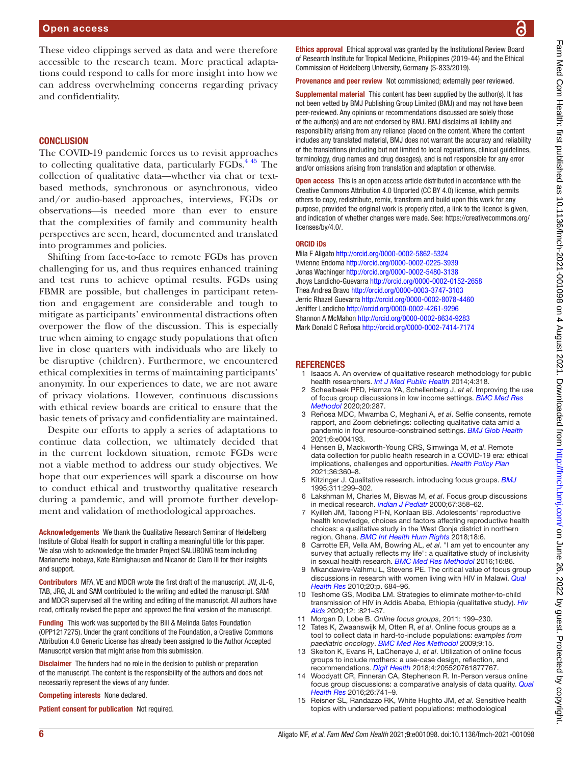These video clippings served as data and were therefore accessible to the research team. More practical adaptations could respond to calls for more insight into how we can address overwhelming concerns regarding privacy and confidentiality.

## CONCLUSION

The COVID-19 pandemic forces us to revisit approaches to collecting qualitative data, particularly FGDs.[4 45] The collection of qualitative data—whether via chat or text-based methods, synchronous or asynchronous, video and/or audio-based approaches, interviews, FGDs or observations—is needed more than ever to ensure that the complexities of family and community health perspectives are seen, heard, documented and translated into programmes and policies.

Shifting from face-to-face to remote FGDs has proven challenging for us, and thus requires enhanced training and test runs to achieve optimal results. FGDs using FBMR are possible, but challenges in participant retention and engagement are considerable and tough to mitigate as participants' environmental distractions often overpower the flow of the discussion. This is especially true when aiming to engage study populations that often live in close quarters with individuals who are likely to be disruptive (children). Furthermore, we encountered ethical complexities in terms of maintaining participants' anonymity. In our experiences to date, we are not aware of privacy violations. However, continuous discussions with ethical review boards are critical to ensure that the basic tenets of privacy and confidentiality are maintained.

Despite our efforts to apply a series of adaptations to continue data collection, we ultimately decided that in the current lockdown situation, remote FGDs were not a viable method to address our study objectives. We hope that our experiences will spark a discourse on how to conduct ethical and trustworthy qualitative research during a pandemic, and will promote further development and validation of methodological approaches.

**Acknowledgements** We thank the Qualitative Research Seminar of Heidelberg Institute of Global Health for support in crafting a meaningful title for this paper. We also wish to acknowledge the broader Project SALUBONG team including Marianette Inobaya, Kate Bärnighausen and Nicanor de Claro III for their insights and support.

**Contributors** MFA, VE and MDCR wrote the first draft of the manuscript. JW, JL-G, TAB, JRG, JL and SAM contributed to the writing and edited the manuscript. SAM and MDCR supervised all the writing and editing of the manuscript. All authors have read, critically revised the paper and approved the final version of the manuscript.

**Funding** This work was supported by the Bill & Melinda Gates Foundation (OPP1217275). Under the grant conditions of the Foundation, a Creative Commons Attribution 4.0 Generic License has already been assigned to the Author Accepted Manuscript version that might arise from this submission.

**Disclaimer** The funders had no role in the decision to publish or preparation of the manuscript. The content is the responsibility of the authors and does not necessarily represent the views of any funder.

**Competing interests** None declared.

**Patient consent for publication** Not required.

**Ethics approval** Ethical approval was granted by the Institutional Review Board of Research Institute for Tropical Medicine, Philippines (2019-44) and the Ethical Commission of Heidelberg University, Germany (S-833/2019).

**Provenance and peer review** Not commissioned; externally peer reviewed.

**Supplemental material** This content has been supplied by the author(s). It has not been vetted by BMJ Publishing Group Limited (BMJ) and may not have been peer-reviewed. Any opinions or recommendations discussed are solely those of the author(s) and are not endorsed by BMJ. BMJ disclaims all liability and responsibility arising from any reliance placed on the content. Where the content includes any translated material, BMJ does not warrant the accuracy and reliability of the translations (including but not limited to local regulations, clinical guidelines, terminology, drug names and drug dosages), and is not responsible for any error and/or omissions arising from translation and adaptation or otherwise.

**Open access** This is an open access article distributed in accordance with the Creative Commons Attribution 4.0 Unported (CC BY 4.0) license, which permits others to copy, redistribute, remix, transform and build upon this work for any purpose, provided the original work is properly cited, a link to the licence is given, and indication of whether changes were made. See: https://creativecommons.org/licenses/by/4.0/.

### ORCID iDs

Mila F Aligato http://orcid.org/0000-0002-5862-5324
Vivienne Endoma http://orcid.org/0000-0002-0225-3939
Jonas Wachinger http://orcid.org/0000-0002-5480-3138
Jhoys Landicho-Guevarra http://orcid.org/0000-0002-0152-2658
Thea Andrea Bravo http://orcid.org/0000-0003-3747-3103
Jerric Rhazel Guevarra http://orcid.org/0000-0002-8078-4460
Jeniffer Landicho http://orcid.org/0000-0002-4261-9296
Shannon A McMahon http://orcid.org/0000-0002-8634-9283
Mark Donald C Reñosa http://orcid.org/0000-0002-7414-7174

## REFERENCES

1. Isaacs A. An overview of qualitative research methodology for public health researchers. *Int J Med Public Health* 2014;4:318.
2. Scheelbeek PFD, Hamza YA, Schellenberg J, *et al*. Improving the use of focus group discussions in low income settings. *BMC Med Res Methodol* 2020;20:287.
3. Reñosa MDC, Mwamba C, Meghani A, *et al*. Selfie consents, remote rapport, and Zoom debriefings: collecting qualitative data amid a pandemic in four resource-constrained settings. *BMJ Glob Health* 2021;6:e004193.
4. Hensen B, Mackworth-Young CRS, Simwinga M, *et al*. Remote data collection for public health research in a COVID-19 era: ethical implications, challenges and opportunities. *Health Policy Plan* 2021;36:360–8.
5. Kitzinger J. Qualitative research. introducing focus groups. *BMJ* 1995;311:299–302.
6. Lakshman M, Charles M, Biswas M, *et al*. Focus group discussions in medical research. *Indian J Pediatr* 2000;67:358–62.
7. Kyilleh JM, Tabong PT-N, Konlaan BB. Adolescents' reproductive health knowledge, choices and factors affecting reproductive health choices: a qualitative study in the West Gonja district in northern region, Ghana. *BMC Int Health Hum Rights* 2018;18:6.
8. Carrotte ER, Vella AM, Bowring AL, *et al*. "I am yet to encounter any survey that actually reflects my life": a qualitative study of inclusivity in sexual health research. *BMC Med Res Methodol* 2016;16:86.
9. Mkandawire-Valhmu L, Stevens PE. The critical value of focus group discussions in research with women living with HIV in Malawi. *Qual Health Res* 2010;20:p. 684–96.
10. Teshome GS, Modiba LM. Strategies to eliminate mother-to-child transmission of HIV in Addis Ababa, Ethiopia (qualitative study). *Hiv Aids* 2020;12: :821–37.
11. Morgan D, Lobe B. *Online focus groups*, 2011: 199–230.
12. Tates K, Zwaanswijk M, Otten R, *et al*. Online focus groups as a tool to collect data in hard-to-include populations: *examples from paediatric oncology*. *BMC Med Res Methodol* 2009;9:15.
13. Skelton K, Evans R, LaChenaye J, *et al*. Utilization of online focus groups to include mothers: a use-case design, reflection, and recommendations. *Digit Health* 2018;4:205520761877767.
14. Woodyatt CR, Finneran CA, Stephenson R. In-Person versus online focus group discussions: a comparative analysis of data quality. *Qual Health Res* 2016;26:741–9.
15. Reisner SL, Randazzo RK, White Hughto JM, *et al*. Sensitive health topics with underserved patient populations: methodological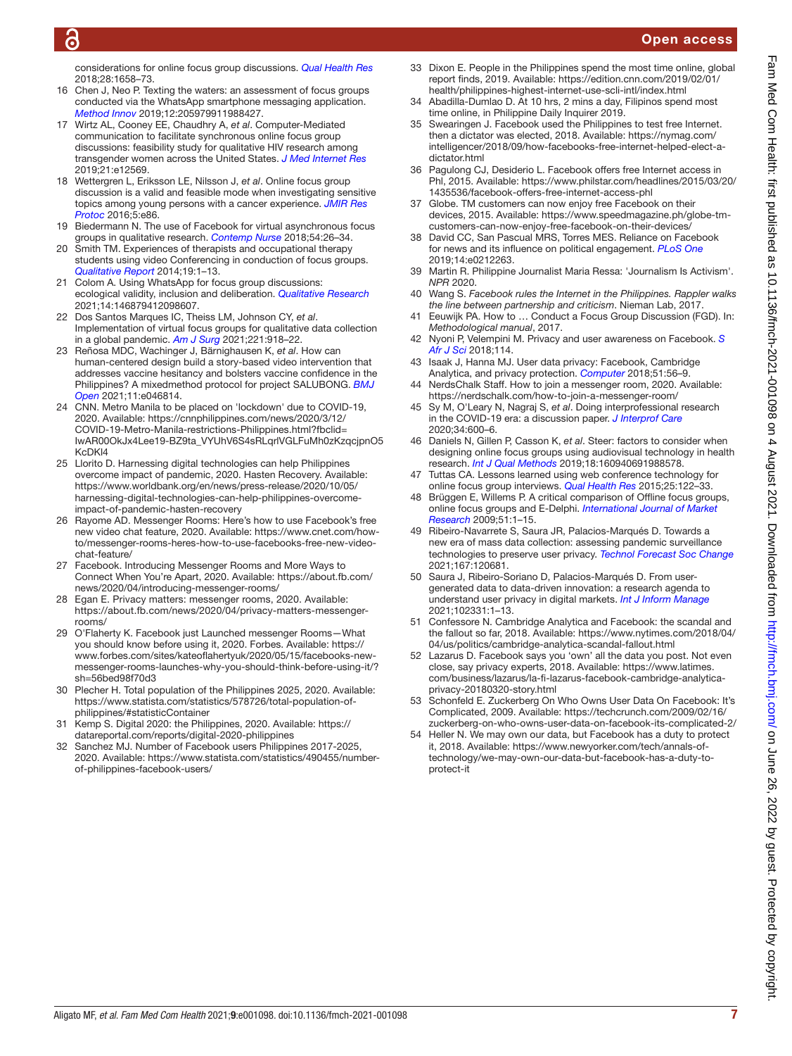considerations for online focus group discussions. *Qual Health Res* 2018;28:1658–73.

16 Chen J, Neo P. Texting the waters: an assessment of focus groups conducted via the WhatsApp smartphone messaging application. *Method Innov* 2019;12:205979911988427.
17 Wirtz AL, Cooney EE, Chaudhry A, *et al*. Computer-Mediated communication to facilitate synchronous online focus group discussions: feasibility study for qualitative HIV research among transgender women across the United States. *J Med Internet Res* 2019;21:e12569.
18 Wettergren L, Eriksson LE, Nilsson J, *et al*. Online focus group discussion is a valid and feasible mode when investigating sensitive topics among young persons with a cancer experience. *JMIR Res Protoc* 2016;5:e86.
19 Biedermann N. The use of Facebook for virtual asynchronous focus groups in qualitative research. *Contemp Nurse* 2018;54:26–34.
20 Smith TM. Experiences of therapists and occupational therapy students using video Conferencing in conduction of focus groups. *Qualitative Report* 2014;19:1–13.
21 Colom A. Using WhatsApp for focus group discussions: ecological validity, inclusion and deliberation. *Qualitative Research* 2021;14:146879412098607.
22 Dos Santos Marques IC, Theiss LM, Johnson CY, *et al*. Implementation of virtual focus groups for qualitative data collection in a global pandemic. *Am J Surg* 2021;221:918–22.
23 Reñosa MDC, Wachinger J, Bärnighausen K, *et al*. How can human-centered design build a story-based video intervention that addresses vaccine hesitancy and bolsters vaccine confidence in the Philippines? A mixedmethod protocol for project SALUBONG. *BMJ Open* 2021;11:e046814.
24 CNN. Metro Manila to be placed on 'lockdown' due to COVID-19, 2020. Available: https://cnnphilippines.com/news/2020/3/12/COVID-19-Metro-Manila-restrictions-Philippines.html?fbclid=IwAR00OkJx4Lee19-BZ9ta_VYUhV6S4sRLqrlVGLFuMh0zKzqcjpnO5KcDKl4
25 Llorito D. Harnessing digital technologies can help Philippines overcome impact of pandemic, 2020. Hasten Recovery. Available: https://www.worldbank.org/en/news/press-release/2020/10/05/harnessing-digital-technologies-can-help-philippines-overcome-impact-of-pandemic-hasten-recovery
26 Rayome AD. Messenger Rooms: Here's how to use Facebook's free new video chat feature, 2020. Available: https://www.cnet.com/how-to/messenger-rooms-heres-how-to-use-facebooks-free-new-video-chat-feature/
27 Facebook. Introducing Messenger Rooms and More Ways to Connect When You're Apart, 2020. Available: https://about.fb.com/news/2020/04/introducing-messenger-rooms/
28 Egan E. Privacy matters: messenger rooms, 2020. Available: https://about.fb.com/news/2020/04/privacy-matters-messenger-rooms/
29 O'Flaherty K. Facebook just Launched messenger Rooms—What you should know before using it, 2020. Forbes. Available: https://www.forbes.com/sites/kateoflahertyuk/2020/05/15/facebooks-new-messenger-rooms-launches-why-you-should-think-before-using-it/?sh=56bed98f70d3
30 Plecher H. Total population of the Philippines 2025, 2020. Available: https://www.statista.com/statistics/578726/total-population-of-philippines/#statisticContainer
31 Kemp S. Digital 2020: the Philippines, 2020. Available: https://datareportal.com/reports/digital-2020-philippines
32 Sanchez MJ. Number of Facebook users Philippines 2017-2025, 2020. Available: https://www.statista.com/statistics/490455/number-of-philippines-facebook-users/
33 Dixon E. People in the Philippines spend the most time online, global report finds, 2019. Available: https://edition.cnn.com/2019/02/01/health/philippines-highest-internet-use-scli-intl/index.html
34 Abadilla-Dumlao D. At 10 hrs, 2 mins a day, Filipinos spend most time online, in Philippine Daily Inquirer 2019.
35 Swearingen J. Facebook used the Philippines to test free Internet. then a dictator was elected, 2018. Available: https://nymag.com/intelligencer/2018/09/how-facebooks-free-internet-helped-elect-a-dictator.html
36 Pagulong CJ, Desiderio L. Facebook offers free Internet access in Phl, 2015. Available: https://www.philstar.com/headlines/2015/03/20/1435536/facebook-offers-free-internet-access-phl
37 Globe. TM customers can now enjoy free Facebook on their devices, 2015. Available: https://www.speedmagazine.ph/globe-tm-customers-can-now-enjoy-free-facebook-on-their-devices/
38 David CC, San Pascual MRS, Torres MES. Reliance on Facebook for news and its influence on political engagement. *PLoS One* 2019;14:e0212263.
39 Martin R. Philippine Journalist Maria Ressa: 'Journalism Is Activism'. *NPR* 2020.
40 Wang S. *Facebook rules the Internet in the Philippines. Rappler walks the line between partnership and criticism*. Nieman Lab, 2017.
41 Eeuwijk PA. How to … Conduct a Focus Group Discussion (FGD). In: *Methodological manual*, 2017.
42 Nyoni P, Velempini M. Privacy and user awareness on Facebook. *S Afr J Sci* 2018;114.
43 Isaak J, Hanna MJ. User data privacy: Facebook, Cambridge Analytica, and privacy protection. *Computer* 2018;51:56–9.
44 NerdsChalk Staff. How to join a messenger room, 2020. Available: https://nerdschalk.com/how-to-join-a-messenger-room/
45 Sy M, O'Leary N, Nagraj S, *et al*. Doing interprofessional research in the COVID-19 era: a discussion paper. *J Interprof Care* 2020;34:600–6.
46 Daniels N, Gillen P, Casson K, *et al*. Steer: factors to consider when designing online focus groups using audiovisual technology in health research. *Int J Qual Methods* 2019;18:160940691988578.
47 Tuttas CA. Lessons learned using web conference technology for online focus group interviews. *Qual Health Res* 2015;25:122–33.
48 Brüggen E, Willems P. A critical comparison of Offline focus groups, online focus groups and E-Delphi. *International Journal of Market Research* 2009;51:1–15.
49 Ribeiro-Navarrete S, Saura JR, Palacios-Marqués D. Towards a new era of mass data collection: assessing pandemic surveillance technologies to preserve user privacy. *Technol Forecast Soc Change* 2021;167:120681.
50 Saura J, Ribeiro-Soriano D, Palacios-Marqués D. From user-generated data to data-driven innovation: a research agenda to understand user privacy in digital markets. *Int J Inform Manage* 2021;102331:1–13.
51 Confessore N. Cambridge Analytica and Facebook: the scandal and the fallout so far, 2018. Available: https://www.nytimes.com/2018/04/04/us/politics/cambridge-analytica-scandal-fallout.html
52 Lazarus D. Facebook says you 'own' all the data you post. Not even close, say privacy experts, 2018. Available: https://www.latimes.com/business/lazarus/la-fi-lazarus-facebook-cambridge-analytica-privacy-20180320-story.html
53 Schonfeld E. Zuckerberg On Who Owns User Data On Facebook: It's Complicated, 2009. Available: https://techcrunch.com/2009/02/16/zuckerberg-on-who-owns-user-data-on-facebook-its-complicated-2/
54 Heller N. We may own our data, but Facebook has a duty to protect it, 2018. Available: https://www.newyorker.com/tech/annals-of-technology/we-may-own-our-data-but-facebook-has-a-duty-to-protect-it